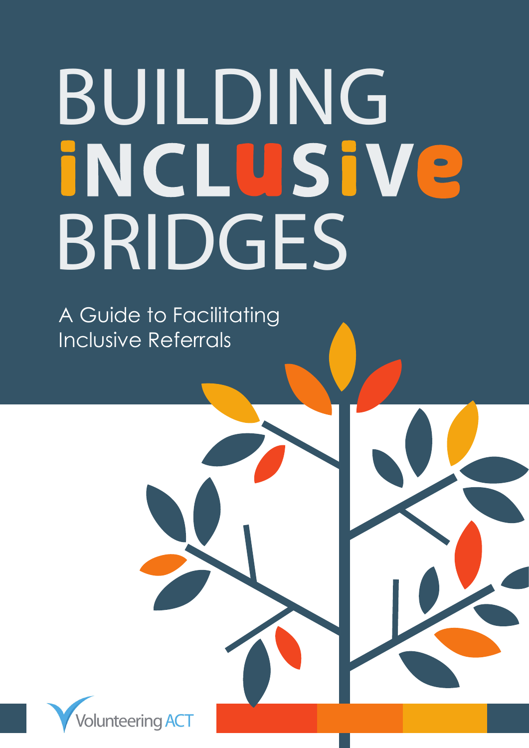# BUILDING INCLUSIVE BRIDGES

A Guide to Facilitating Inclusive Referrals

Volunteering ACT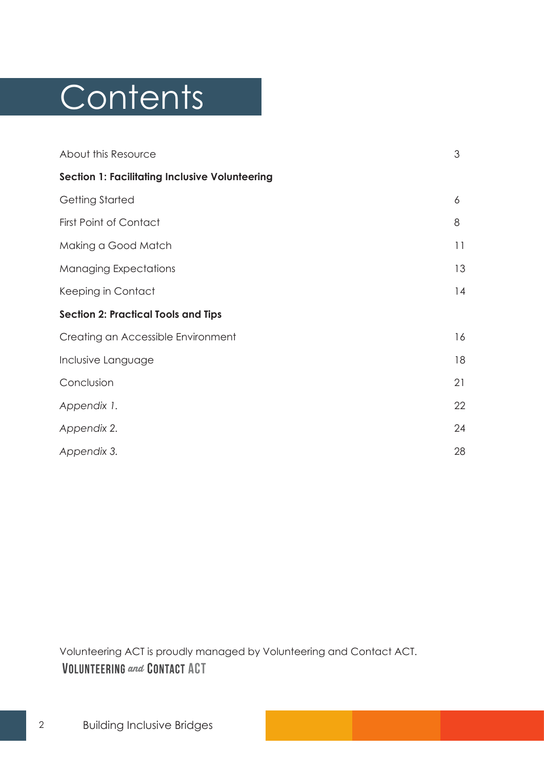# Contents

| | |
|---|---|
| About this Resource | 3 |
| **Section 1: Facilitating Inclusive Volunteering** | |
| Getting Started | 6 |
| First Point of Contact | 8 |
| Making a Good Match | 11 |
| Managing Expectations | 13 |
| Keeping in Contact | 14 |
| **Section 2: Practical Tools and Tips** | |
| Creating an Accessible Environment | 16 |
| Inclusive Language | 18 |
| Conclusion | 21 |
| *Appendix 1.* | 22 |
| *Appendix 2.* | 24 |
| *Appendix 3.* | 28 |

Volunteering ACT is proudly managed by Volunteering and Contact ACT.

VOLUNTEERING *and* CONTACT ACT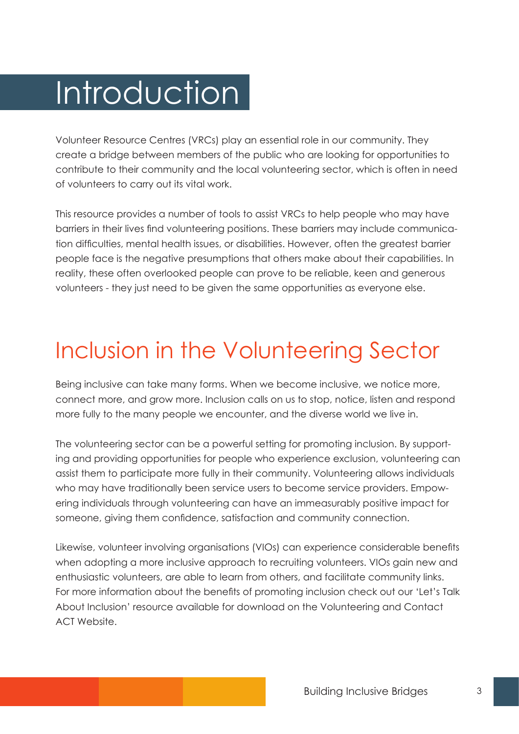# Introduction

Volunteer Resource Centres (VRCs) play an essential role in our community. They create a bridge between members of the public who are looking for opportunities to contribute to their community and the local volunteering sector, which is often in need of volunteers to carry out its vital work.

This resource provides a number of tools to assist VRCs to help people who may have barriers in their lives find volunteering positions. These barriers may include communication difficulties, mental health issues, or disabilities. However, often the greatest barrier people face is the negative presumptions that others make about their capabilities. In reality, these often overlooked people can prove to be reliable, keen and generous volunteers - they just need to be given the same opportunities as everyone else.

## Inclusion in the Volunteering Sector

Being inclusive can take many forms. When we become inclusive, we notice more, connect more, and grow more. Inclusion calls on us to stop, notice, listen and respond more fully to the many people we encounter, and the diverse world we live in.

The volunteering sector can be a powerful setting for promoting inclusion. By supporting and providing opportunities for people who experience exclusion, volunteering can assist them to participate more fully in their community. Volunteering allows individuals who may have traditionally been service users to become service providers. Empowering individuals through volunteering can have an immeasurably positive impact for someone, giving them confidence, satisfaction and community connection.

Likewise, volunteer involving organisations (VIOs) can experience considerable benefits when adopting a more inclusive approach to recruiting volunteers. VIOs gain new and enthusiastic volunteers, are able to learn from others, and facilitate community links. For more information about the benefits of promoting inclusion check out our 'Let's Talk About Inclusion' resource available for download on the Volunteering and Contact ACT Website.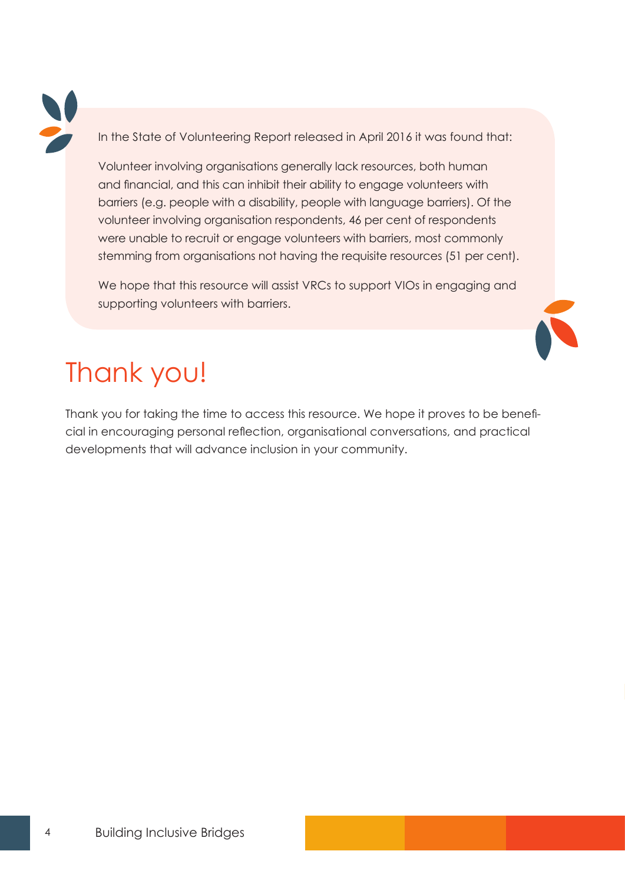In the State of Volunteering Report released in April 2016 it was found that:

Volunteer involving organisations generally lack resources, both human and financial, and this can inhibit their ability to engage volunteers with barriers (e.g. people with a disability, people with language barriers). Of the volunteer involving organisation respondents, 46 per cent of respondents were unable to recruit or engage volunteers with barriers, most commonly stemming from organisations not having the requisite resources (51 per cent).

We hope that this resource will assist VRCs to support VIOs in engaging and supporting volunteers with barriers.

# Thank you!

Thank you for taking the time to access this resource. We hope it proves to be beneficial in encouraging personal reflection, organisational conversations, and practical developments that will advance inclusion in your community.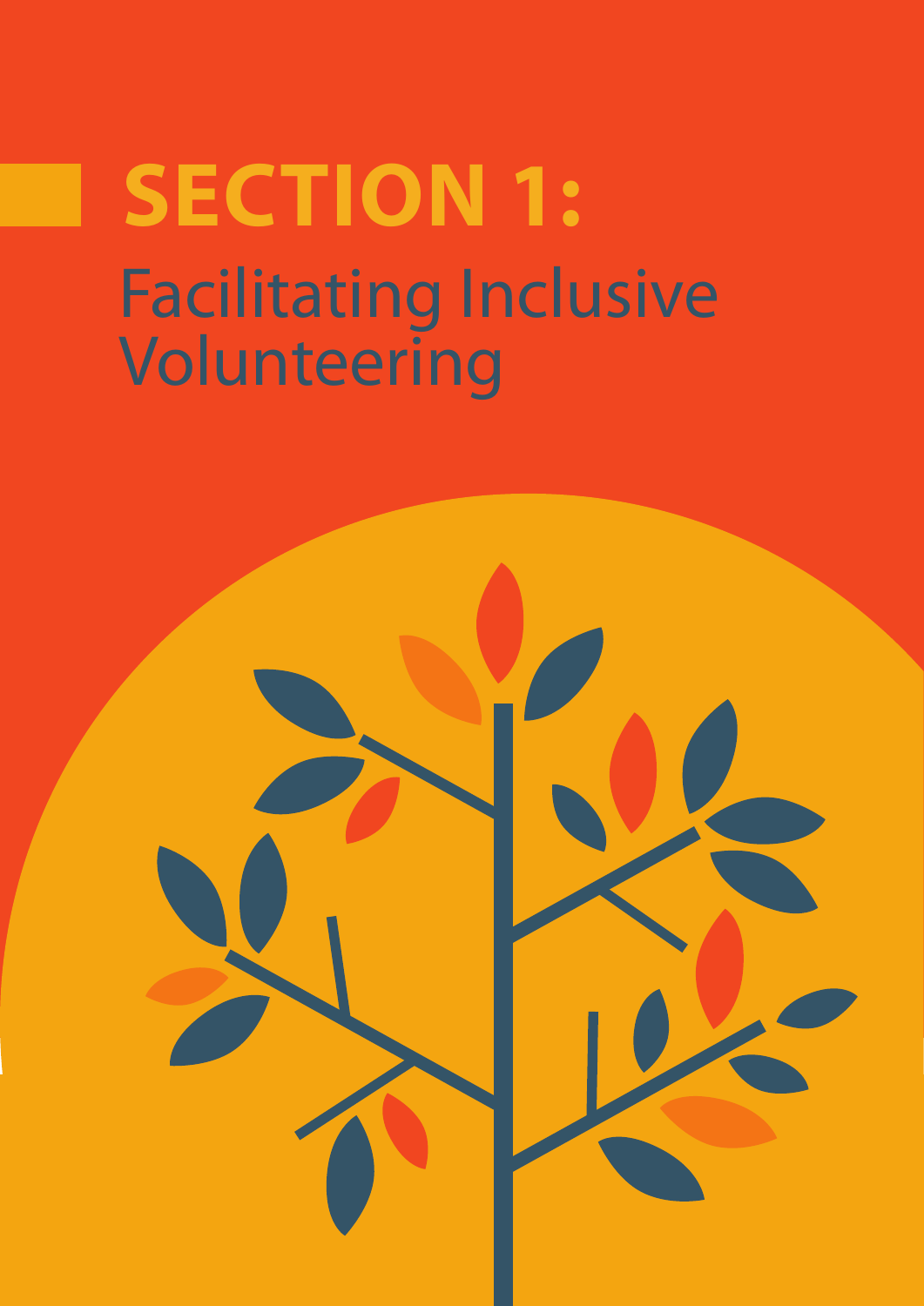# SECTION 1:
## Facilitating Inclusive Volunteering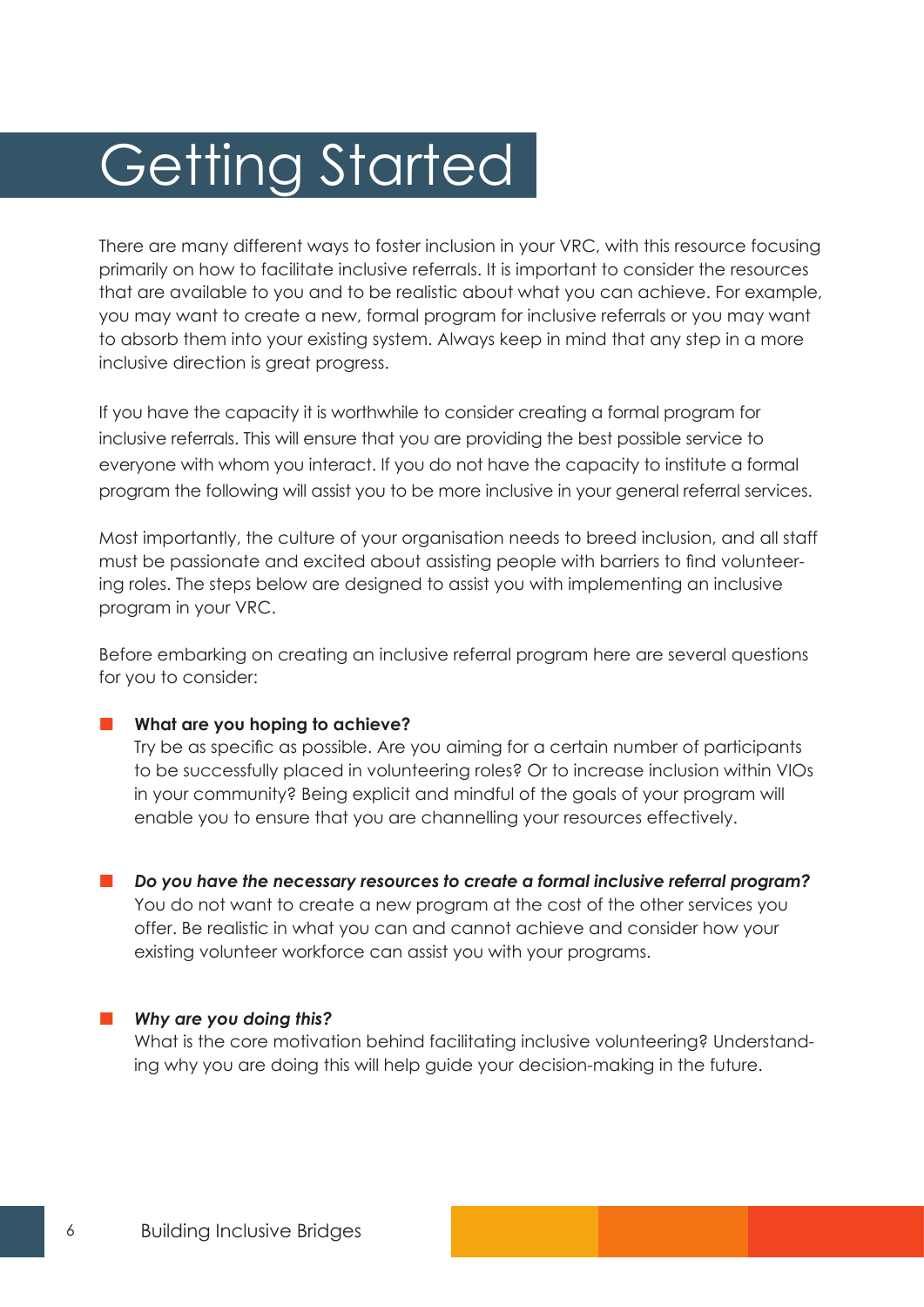# Getting Started

There are many different ways to foster inclusion in your VRC, with this resource focusing primarily on how to facilitate inclusive referrals. It is important to consider the resources that are available to you and to be realistic about what you can achieve. For example, you may want to create a new, formal program for inclusive referrals or you may want to absorb them into your existing system. Always keep in mind that any step in a more inclusive direction is great progress.

If you have the capacity it is worthwhile to consider creating a formal program for inclusive referrals. This will ensure that you are providing the best possible service to everyone with whom you interact. If you do not have the capacity to institute a formal program the following will assist you to be more inclusive in your general referral services.

Most importantly, the culture of your organisation needs to breed inclusion, and all staff must be passionate and excited about assisting people with barriers to find volunteering roles. The steps below are designed to assist you with implementing an inclusive program in your VRC.

Before embarking on creating an inclusive referral program here are several questions for you to consider:

- **What are you hoping to achieve?**
  Try be as specific as possible. Are you aiming for a certain number of participants to be successfully placed in volunteering roles? Or to increase inclusion within VIOs in your community? Being explicit and mindful of the goals of your program will enable you to ensure that you are channelling your resources effectively.

- ***Do you have the necessary resources to create a formal inclusive referral program?***
  You do not want to create a new program at the cost of the other services you offer. Be realistic in what you can and cannot achieve and consider how your existing volunteer workforce can assist you with your programs.

- ***Why are you doing this?***
  What is the core motivation behind facilitating inclusive volunteering? Understanding why you are doing this will help guide your decision-making in the future.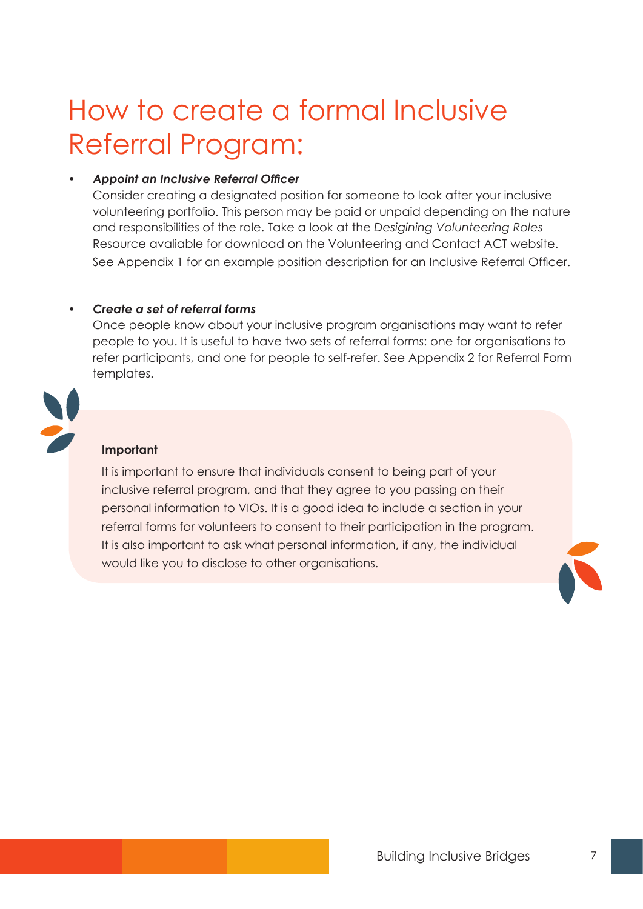# How to create a formal Inclusive Referral Program:

- ***Appoint an Inclusive Referral Officer***
  Consider creating a designated position for someone to look after your inclusive volunteering portfolio. This person may be paid or unpaid depending on the nature and responsibilities of the role. Take a look at the *Desigining Volunteering Roles* Resource avaliable for download on the Volunteering and Contact ACT website. See Appendix 1 for an example position description for an Inclusive Referral Officer.

- ***Create a set of referral forms***
  Once people know about your inclusive program organisations may want to refer people to you. It is useful to have two sets of referral forms: one for organisations to refer participants, and one for people to self-refer. See Appendix 2 for Referral Form templates.

**Important**

It is important to ensure that individuals consent to being part of your inclusive referral program, and that they agree to you passing on their personal information to VIOs. It is a good idea to include a section in your referral forms for volunteers to consent to their participation in the program. It is also important to ask what personal information, if any, the individual would like you to disclose to other organisations.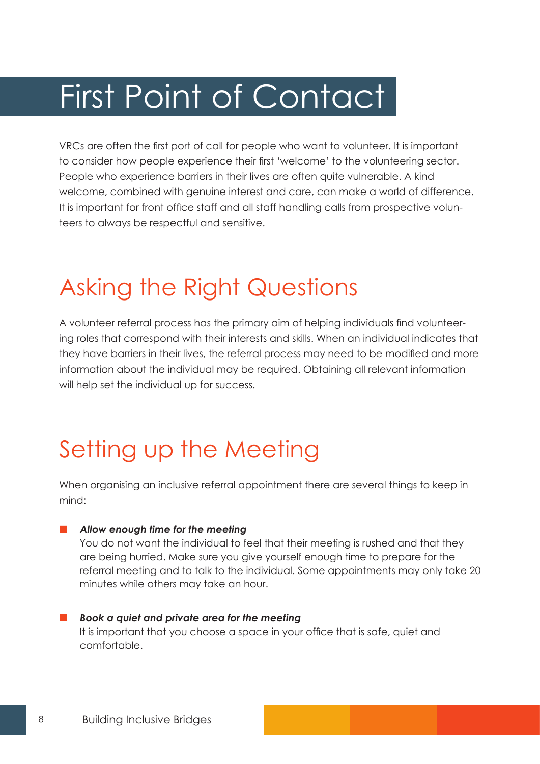# First Point of Contact

VRCs are often the first port of call for people who want to volunteer. It is important to consider how people experience their first 'welcome' to the volunteering sector. People who experience barriers in their lives are often quite vulnerable. A kind welcome, combined with genuine interest and care, can make a world of difference. It is important for front office staff and all staff handling calls from prospective volunteers to always be respectful and sensitive.

## Asking the Right Questions

A volunteer referral process has the primary aim of helping individuals find volunteering roles that correspond with their interests and skills. When an individual indicates that they have barriers in their lives, the referral process may need to be modified and more information about the individual may be required. Obtaining all relevant information will help set the individual up for success.

## Setting up the Meeting

When organising an inclusive referral appointment there are several things to keep in mind:

- ***Allow enough time for the meeting***
  You do not want the individual to feel that their meeting is rushed and that they are being hurried. Make sure you give yourself enough time to prepare for the referral meeting and to talk to the individual. Some appointments may only take 20 minutes while others may take an hour.

- ***Book a quiet and private area for the meeting***
  It is important that you choose a space in your office that is safe, quiet and comfortable.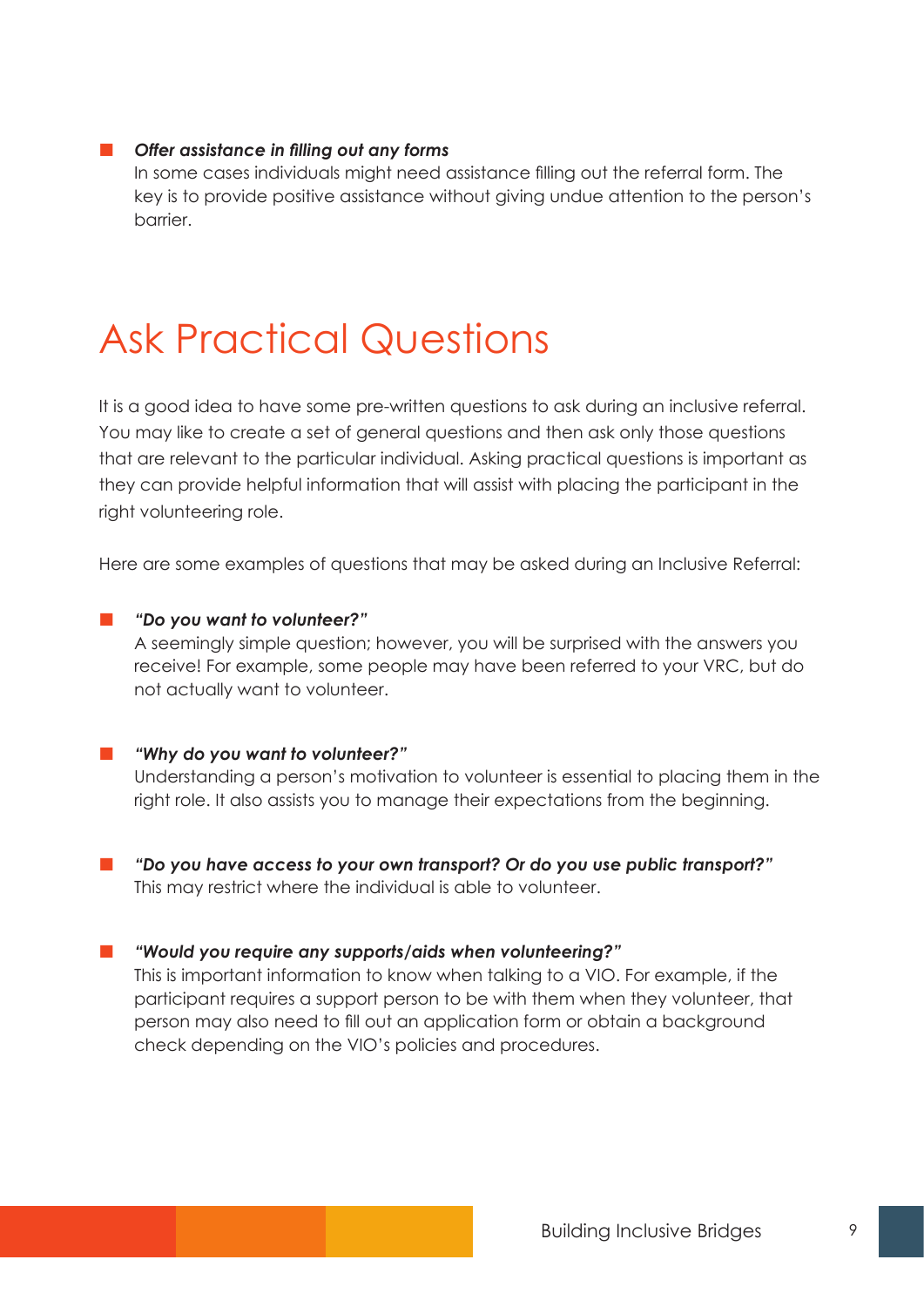- ***Offer assistance in filling out any forms***
  In some cases individuals might need assistance filling out the referral form. The key is to provide positive assistance without giving undue attention to the person's barrier.

# Ask Practical Questions

It is a good idea to have some pre-written questions to ask during an inclusive referral. You may like to create a set of general questions and then ask only those questions that are relevant to the particular individual. Asking practical questions is important as they can provide helpful information that will assist with placing the participant in the right volunteering role.

Here are some examples of questions that may be asked during an Inclusive Referral:

- ***"Do you want to volunteer?"***
  A seemingly simple question; however, you will be surprised with the answers you receive! For example, some people may have been referred to your VRC, but do not actually want to volunteer.

- ***"Why do you want to volunteer?"***
  Understanding a person's motivation to volunteer is essential to placing them in the right role. It also assists you to manage their expectations from the beginning.

- ***"Do you have access to your own transport? Or do you use public transport?"***
  This may restrict where the individual is able to volunteer.

- ***"Would you require any supports/aids when volunteering?"***
  This is important information to know when talking to a VIO. For example, if the participant requires a support person to be with them when they volunteer, that person may also need to fill out an application form or obtain a background check depending on the VIO's policies and procedures.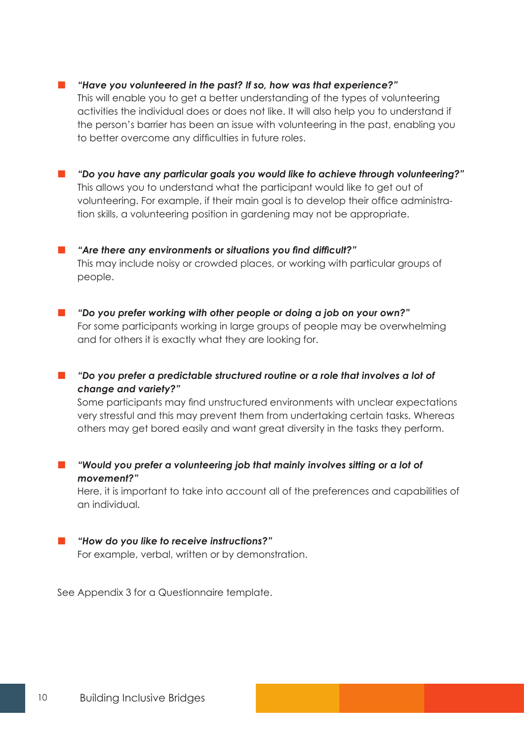- ***"Have you volunteered in the past? If so, how was that experience?"***
  This will enable you to get a better understanding of the types of volunteering activities the individual does or does not like. It will also help you to understand if the person's barrier has been an issue with volunteering in the past, enabling you to better overcome any difficulties in future roles.

- ***"Do you have any particular goals you would like to achieve through volunteering?"***
  This allows you to understand what the participant would like to get out of volunteering. For example, if their main goal is to develop their office administration skills, a volunteering position in gardening may not be appropriate.

- ***"Are there any environments or situations you find difficult?"***
  This may include noisy or crowded places, or working with particular groups of people.

- ***"Do you prefer working with other people or doing a job on your own?"***
  For some participants working in large groups of people may be overwhelming and for others it is exactly what they are looking for.

- ***"Do you prefer a predictable structured routine or a role that involves a lot of change and variety?"***
  Some participants may find unstructured environments with unclear expectations very stressful and this may prevent them from undertaking certain tasks. Whereas others may get bored easily and want great diversity in the tasks they perform.

- ***"Would you prefer a volunteering job that mainly involves sitting or a lot of movement?"***
  Here, it is important to take into account all of the preferences and capabilities of an individual.

- ***"How do you like to receive instructions?"***
  For example, verbal, written or by demonstration.

See Appendix 3 for a Questionnaire template.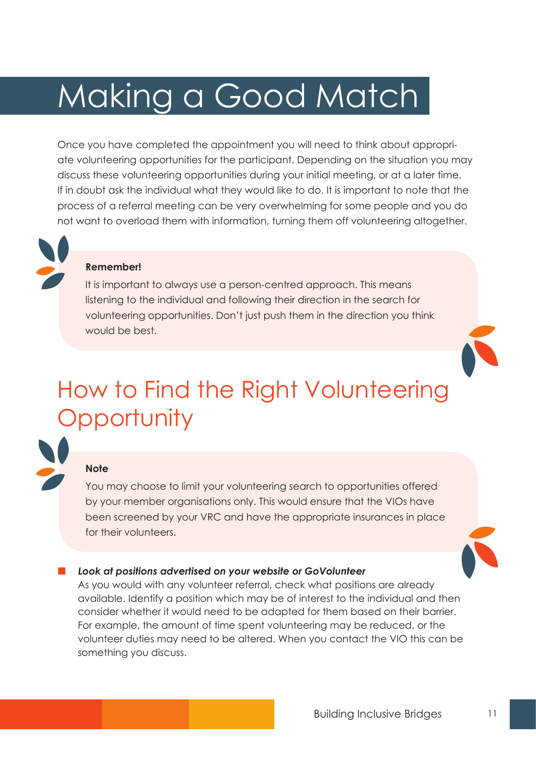# Making a Good Match

Once you have completed the appointment you will need to think about appropriate volunteering opportunities for the participant. Depending on the situation you may discuss these volunteering opportunities during your initial meeting, or at a later time. If in doubt ask the individual what they would like to do. It is important to note that the process of a referral meeting can be very overwhelming for some people and you do not want to overload them with information, turning them off volunteering altogether.

> **Remember!**
>
> It is important to always use a person-centred approach. This means listening to the individual and following their direction in the search for volunteering opportunities. Don't just push them in the direction you think would be best.

## How to Find the Right Volunteering Opportunity

> **Note**
>
> You may choose to limit your volunteering search to opportunities offered by your member organisations only. This would ensure that the VIOs have been screened by your VRC and have the appropriate insurances in place for their volunteers.

- ***Look at positions advertised on your website or GoVolunteer***
  As you would with any volunteer referral, check what positions are already available. Identify a position which may be of interest to the individual and then consider whether it would need to be adapted for them based on their barrier. For example, the amount of time spent volunteering may be reduced, or the volunteer duties may need to be altered. When you contact the VIO this can be something you discuss.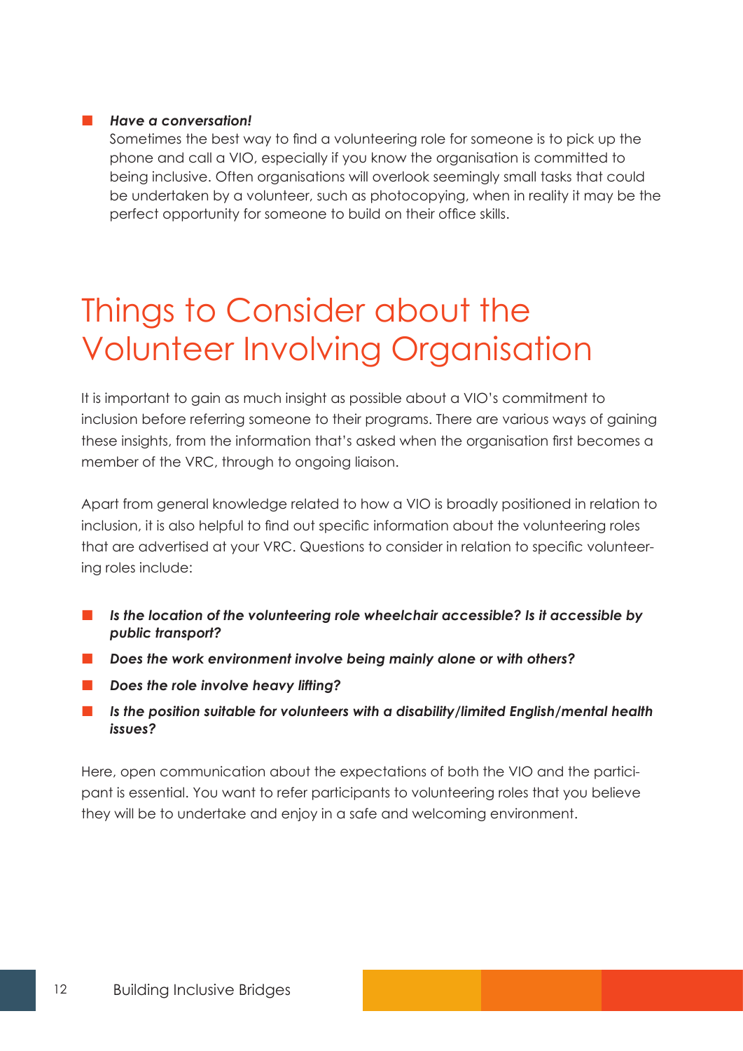- ***Have a conversation!***
  Sometimes the best way to find a volunteering role for someone is to pick up the phone and call a VIO, especially if you know the organisation is committed to being inclusive. Often organisations will overlook seemingly small tasks that could be undertaken by a volunteer, such as photocopying, when in reality it may be the perfect opportunity for someone to build on their office skills.

# Things to Consider about the Volunteer Involving Organisation

It is important to gain as much insight as possible about a VIO's commitment to inclusion before referring someone to their programs. There are various ways of gaining these insights, from the information that's asked when the organisation first becomes a member of the VRC, through to ongoing liaison.

Apart from general knowledge related to how a VIO is broadly positioned in relation to inclusion, it is also helpful to find out specific information about the volunteering roles that are advertised at your VRC. Questions to consider in relation to specific volunteering roles include:

- ***Is the location of the volunteering role wheelchair accessible? Is it accessible by public transport?***
- ***Does the work environment involve being mainly alone or with others?***
- ***Does the role involve heavy lifting?***
- ***Is the position suitable for volunteers with a disability/limited English/mental health issues?***

Here, open communication about the expectations of both the VIO and the participant is essential. You want to refer participants to volunteering roles that you believe they will be to undertake and enjoy in a safe and welcoming environment.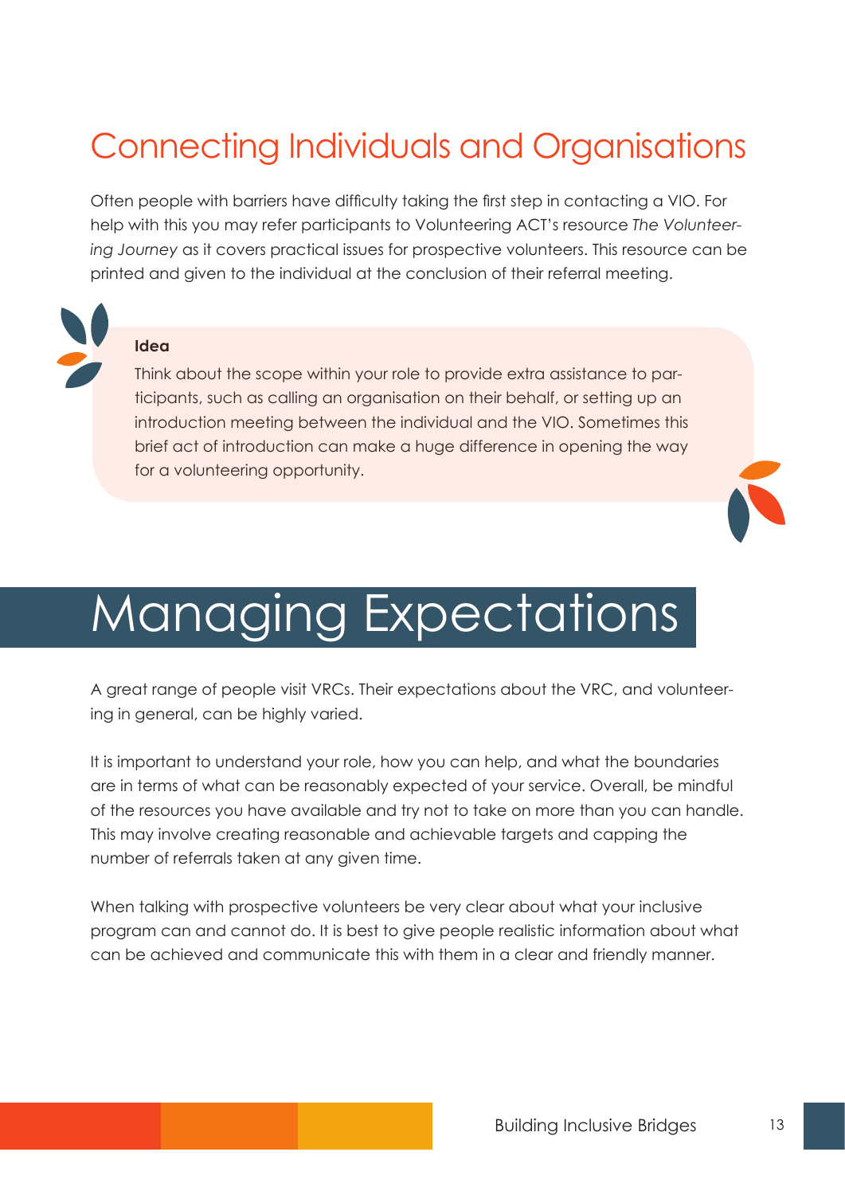## Connecting Individuals and Organisations

Often people with barriers have difficulty taking the first step in contacting a VIO. For help with this you may refer participants to Volunteering ACT's resource *The Volunteering Journey* as it covers practical issues for prospective volunteers. This resource can be printed and given to the individual at the conclusion of their referral meeting.

> **Idea**
>
> Think about the scope within your role to provide extra assistance to participants, such as calling an organisation on their behalf, or setting up an introduction meeting between the individual and the VIO. Sometimes this brief act of introduction can make a huge difference in opening the way for a volunteering opportunity.

# Managing Expectations

A great range of people visit VRCs. Their expectations about the VRC, and volunteering in general, can be highly varied.

It is important to understand your role, how you can help, and what the boundaries are in terms of what can be reasonably expected of your service. Overall, be mindful of the resources you have available and try not to take on more than you can handle. This may involve creating reasonable and achievable targets and capping the number of referrals taken at any given time.

When talking with prospective volunteers be very clear about what your inclusive program can and cannot do. It is best to give people realistic information about what can be achieved and communicate this with them in a clear and friendly manner.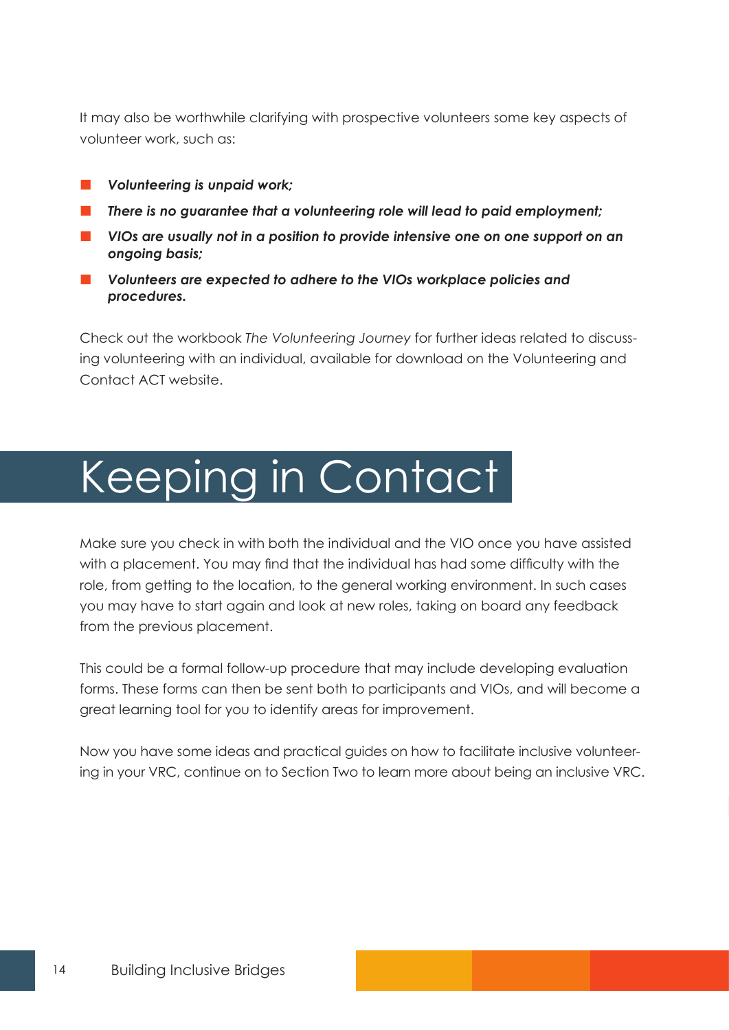It may also be worthwhile clarifying with prospective volunteers some key aspects of volunteer work, such as:

- ***Volunteering is unpaid work;***
- ***There is no guarantee that a volunteering role will lead to paid employment;***
- ***VIOs are usually not in a position to provide intensive one on one support on an ongoing basis;***
- ***Volunteers are expected to adhere to the VIOs workplace policies and procedures.***

Check out the workbook *The Volunteering Journey* for further ideas related to discussing volunteering with an individual, available for download on the Volunteering and Contact ACT website.

# Keeping in Contact

Make sure you check in with both the individual and the VIO once you have assisted with a placement. You may find that the individual has had some difficulty with the role, from getting to the location, to the general working environment. In such cases you may have to start again and look at new roles, taking on board any feedback from the previous placement.

This could be a formal follow-up procedure that may include developing evaluation forms. These forms can then be sent both to participants and VIOs, and will become a great learning tool for you to identify areas for improvement.

Now you have some ideas and practical guides on how to facilitate inclusive volunteering in your VRC, continue on to Section Two to learn more about being an inclusive VRC.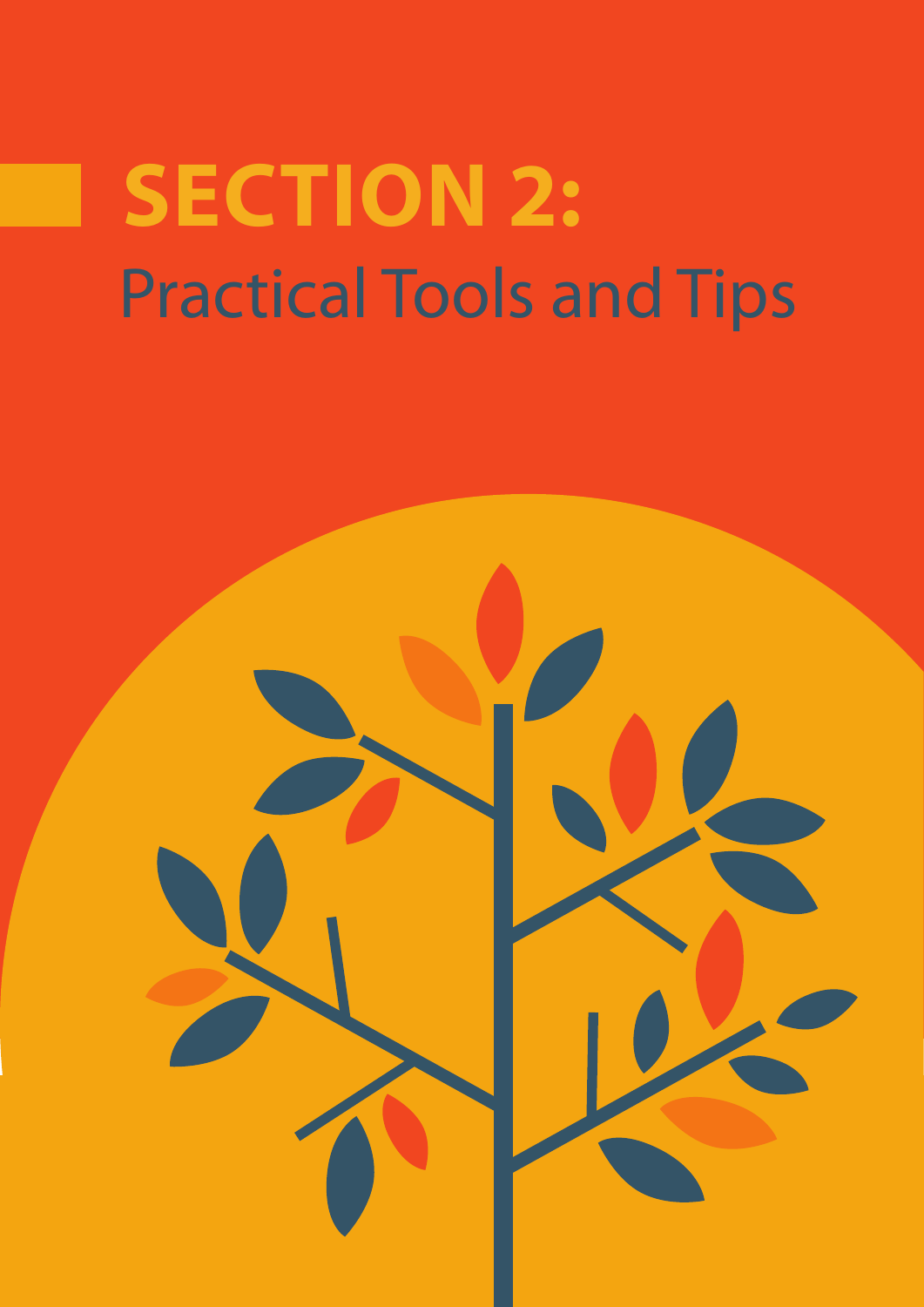# SECTION 2:
## Practical Tools and Tips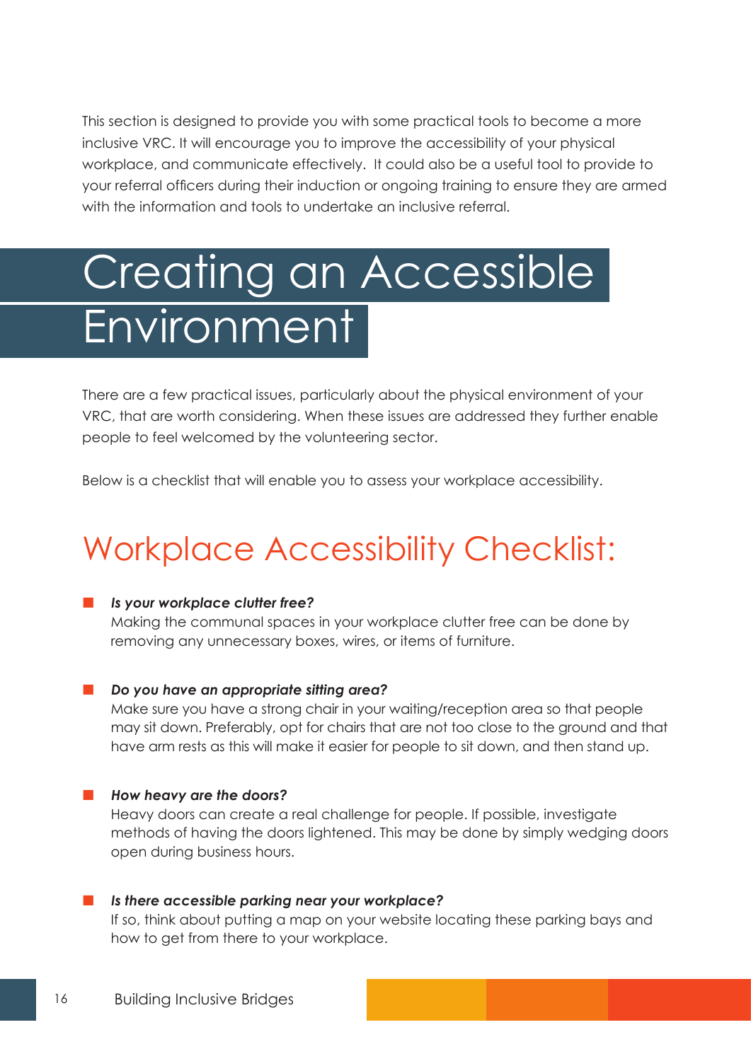This section is designed to provide you with some practical tools to become a more inclusive VRC. It will encourage you to improve the accessibility of your physical workplace, and communicate effectively. It could also be a useful tool to provide to your referral officers during their induction or ongoing training to ensure they are armed with the information and tools to undertake an inclusive referral.

# Creating an Accessible Environment

There are a few practical issues, particularly about the physical environment of your VRC, that are worth considering. When these issues are addressed they further enable people to feel welcomed by the volunteering sector.

Below is a checklist that will enable you to assess your workplace accessibility.

## Workplace Accessibility Checklist:

- ***Is your workplace clutter free?***
  Making the communal spaces in your workplace clutter free can be done by removing any unnecessary boxes, wires, or items of furniture.

- ***Do you have an appropriate sitting area?***
  Make sure you have a strong chair in your waiting/reception area so that people may sit down. Preferably, opt for chairs that are not too close to the ground and that have arm rests as this will make it easier for people to sit down, and then stand up.

- ***How heavy are the doors?***
  Heavy doors can create a real challenge for people. If possible, investigate methods of having the doors lightened. This may be done by simply wedging doors open during business hours.

- ***Is there accessible parking near your workplace?***
  If so, think about putting a map on your website locating these parking bays and how to get from there to your workplace.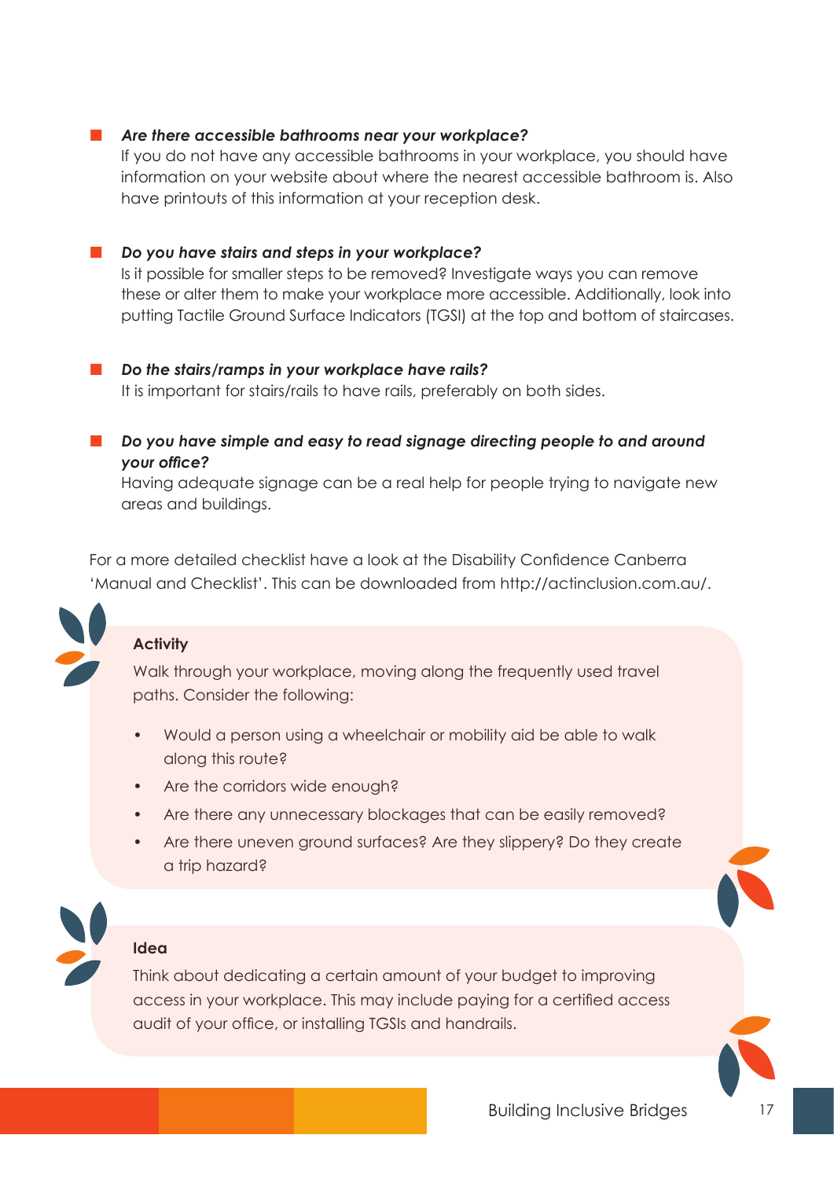- ***Are there accessible bathrooms near your workplace?***
  If you do not have any accessible bathrooms in your workplace, you should have information on your website about where the nearest accessible bathroom is. Also have printouts of this information at your reception desk.

- ***Do you have stairs and steps in your workplace?***
  Is it possible for smaller steps to be removed? Investigate ways you can remove these or alter them to make your workplace more accessible. Additionally, look into putting Tactile Ground Surface Indicators (TGSI) at the top and bottom of staircases.

- ***Do the stairs/ramps in your workplace have rails?***
  It is important for stairs/rails to have rails, preferably on both sides.

- ***Do you have simple and easy to read signage directing people to and around your office?***
  Having adequate signage can be a real help for people trying to navigate new areas and buildings.

For a more detailed checklist have a look at the Disability Confidence Canberra 'Manual and Checklist'. This can be downloaded from http://actinclusion.com.au/.

**Activity**

Walk through your workplace, moving along the frequently used travel paths. Consider the following:

- Would a person using a wheelchair or mobility aid be able to walk along this route?
- Are the corridors wide enough?
- Are there any unnecessary blockages that can be easily removed?
- Are there uneven ground surfaces? Are they slippery? Do they create a trip hazard?

**Idea**

Think about dedicating a certain amount of your budget to improving access in your workplace. This may include paying for a certified access audit of your office, or installing TGSIs and handrails.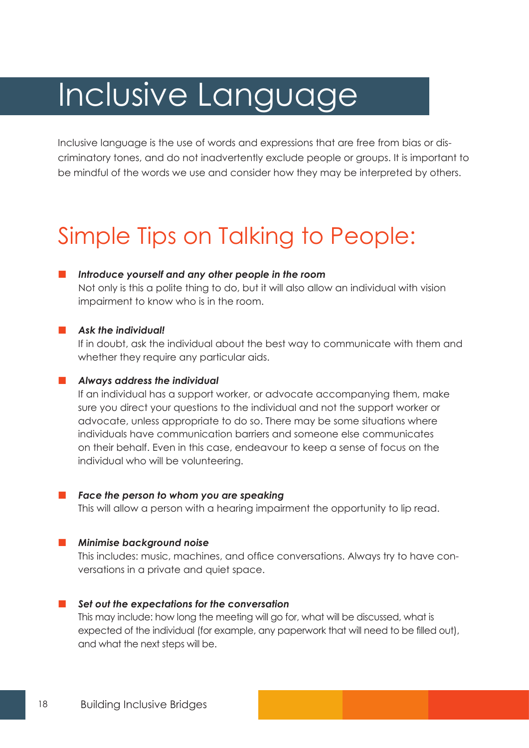# Inclusive Language

Inclusive language is the use of words and expressions that are free from bias or discriminatory tones, and do not inadvertently exclude people or groups. It is important to be mindful of the words we use and consider how they may be interpreted by others.

## Simple Tips on Talking to People:

- ***Introduce yourself and any other people in the room***
  Not only is this a polite thing to do, but it will also allow an individual with vision impairment to know who is in the room.

- ***Ask the individual!***
  If in doubt, ask the individual about the best way to communicate with them and whether they require any particular aids.

- ***Always address the individual***
  If an individual has a support worker, or advocate accompanying them, make sure you direct your questions to the individual and not the support worker or advocate, unless appropriate to do so. There may be some situations where individuals have communication barriers and someone else communicates on their behalf. Even in this case, endeavour to keep a sense of focus on the individual who will be volunteering.

- ***Face the person to whom you are speaking***
  This will allow a person with a hearing impairment the opportunity to lip read.

- ***Minimise background noise***
  This includes: music, machines, and office conversations. Always try to have conversations in a private and quiet space.

- ***Set out the expectations for the conversation***
  This may include: how long the meeting will go for, what will be discussed, what is expected of the individual (for example, any paperwork that will need to be filled out), and what the next steps will be.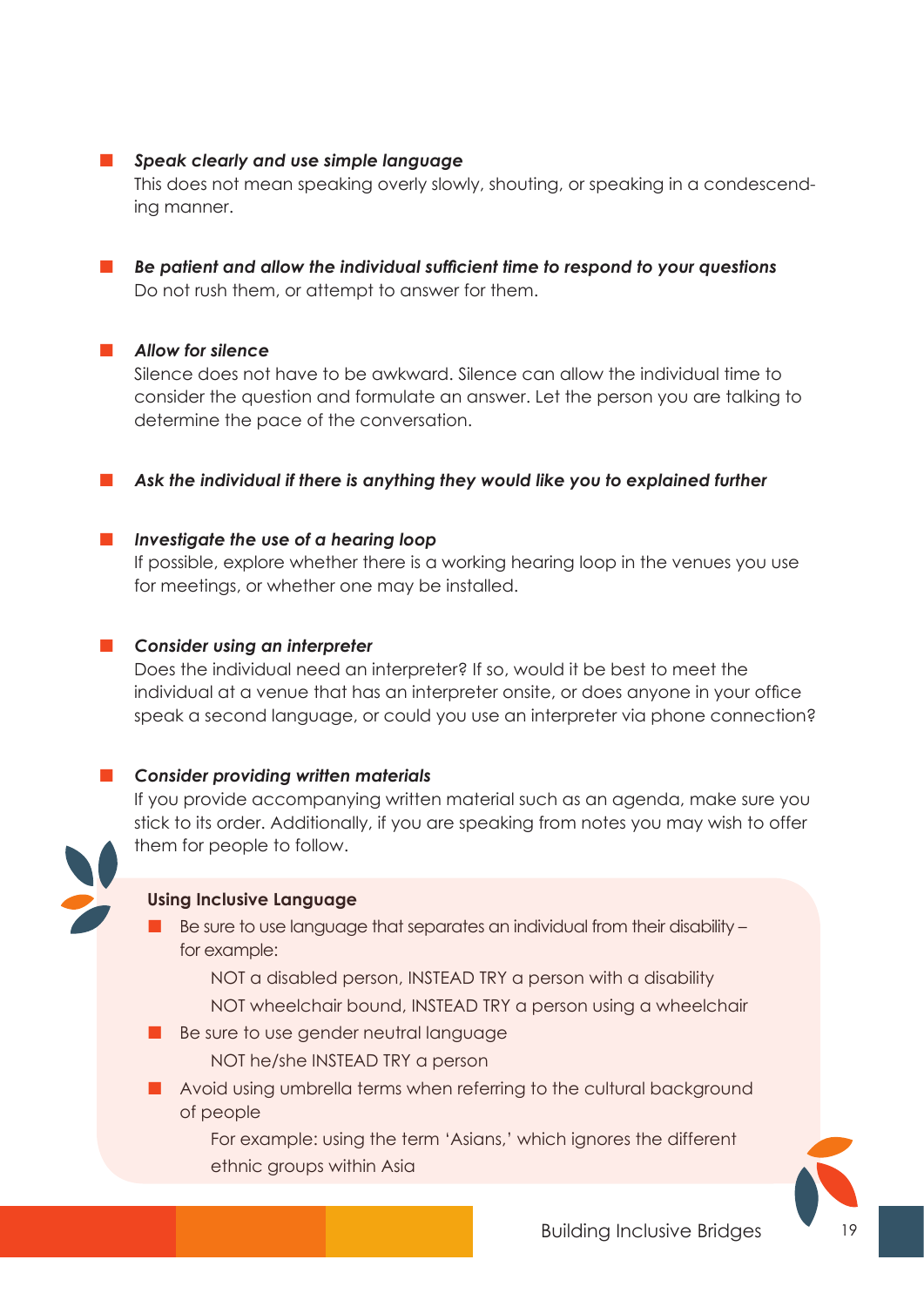- ***Speak clearly and use simple language***
  This does not mean speaking overly slowly, shouting, or speaking in a condescending manner.

- ***Be patient and allow the individual sufficient time to respond to your questions***
  Do not rush them, or attempt to answer for them.

- ***Allow for silence***
  Silence does not have to be awkward. Silence can allow the individual time to consider the question and formulate an answer. Let the person you are talking to determine the pace of the conversation.

- ***Ask the individual if there is anything they would like you to explained further***

- ***Investigate the use of a hearing loop***
  If possible, explore whether there is a working hearing loop in the venues you use for meetings, or whether one may be installed.

- ***Consider using an interpreter***
  Does the individual need an interpreter? If so, would it be best to meet the individual at a venue that has an interpreter onsite, or does anyone in your office speak a second language, or could you use an interpreter via phone connection?

- ***Consider providing written materials***
  If you provide accompanying written material such as an agenda, make sure you stick to its order. Additionally, if you are speaking from notes you may wish to offer them for people to follow.

**Using Inclusive Language**

- Be sure to use language that separates an individual from their disability – for example:

  NOT a disabled person, INSTEAD TRY a person with a disability

  NOT wheelchair bound, INSTEAD TRY a person using a wheelchair

- Be sure to use gender neutral language

  NOT he/she INSTEAD TRY a person

- Avoid using umbrella terms when referring to the cultural background of people

  For example: using the term 'Asians,' which ignores the different ethnic groups within Asia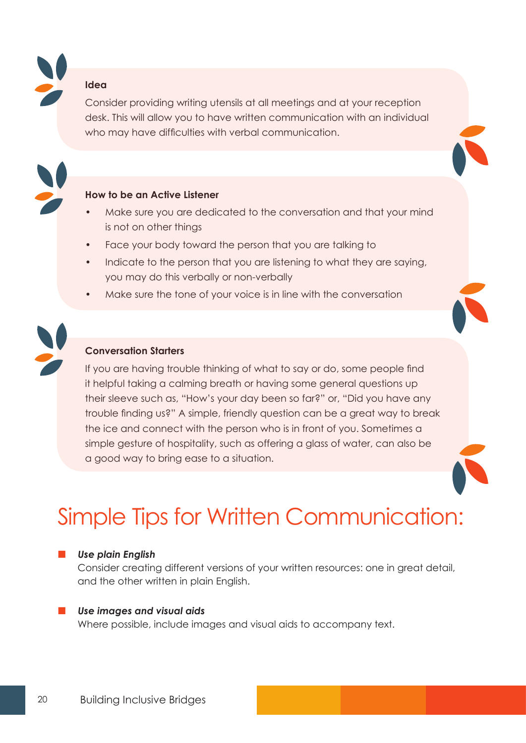**Idea**

Consider providing writing utensils at all meetings and at your reception desk. This will allow you to have written communication with an individual who may have difficulties with verbal communication.

**How to be an Active Listener**

- Make sure you are dedicated to the conversation and that your mind is not on other things
- Face your body toward the person that you are talking to
- Indicate to the person that you are listening to what they are saying, you may do this verbally or non-verbally
- Make sure the tone of your voice is in line with the conversation

**Conversation Starters**

If you are having trouble thinking of what to say or do, some people find it helpful taking a calming breath or having some general questions up their sleeve such as, "How's your day been so far?" or, "Did you have any trouble finding us?" A simple, friendly question can be a great way to break the ice and connect with the person who is in front of you. Sometimes a simple gesture of hospitality, such as offering a glass of water, can also be a good way to bring ease to a situation.

# Simple Tips for Written Communication:

- ***Use plain English***
  Consider creating different versions of your written resources: one in great detail, and the other written in plain English.

- ***Use images and visual aids***
  Where possible, include images and visual aids to accompany text.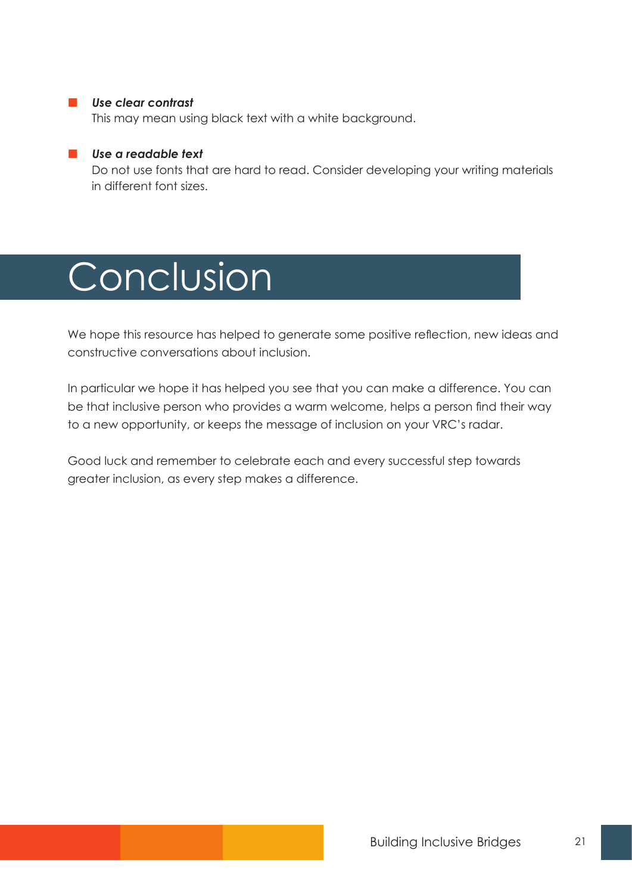- ***Use clear contrast***
  This may mean using black text with a white background.

- ***Use a readable text***
  Do not use fonts that are hard to read. Consider developing your writing materials in different font sizes.

# Conclusion

We hope this resource has helped to generate some positive reflection, new ideas and constructive conversations about inclusion.

In particular we hope it has helped you see that you can make a difference. You can be that inclusive person who provides a warm welcome, helps a person find their way to a new opportunity, or keeps the message of inclusion on your VRC's radar.

Good luck and remember to celebrate each and every successful step towards greater inclusion, as every step makes a difference.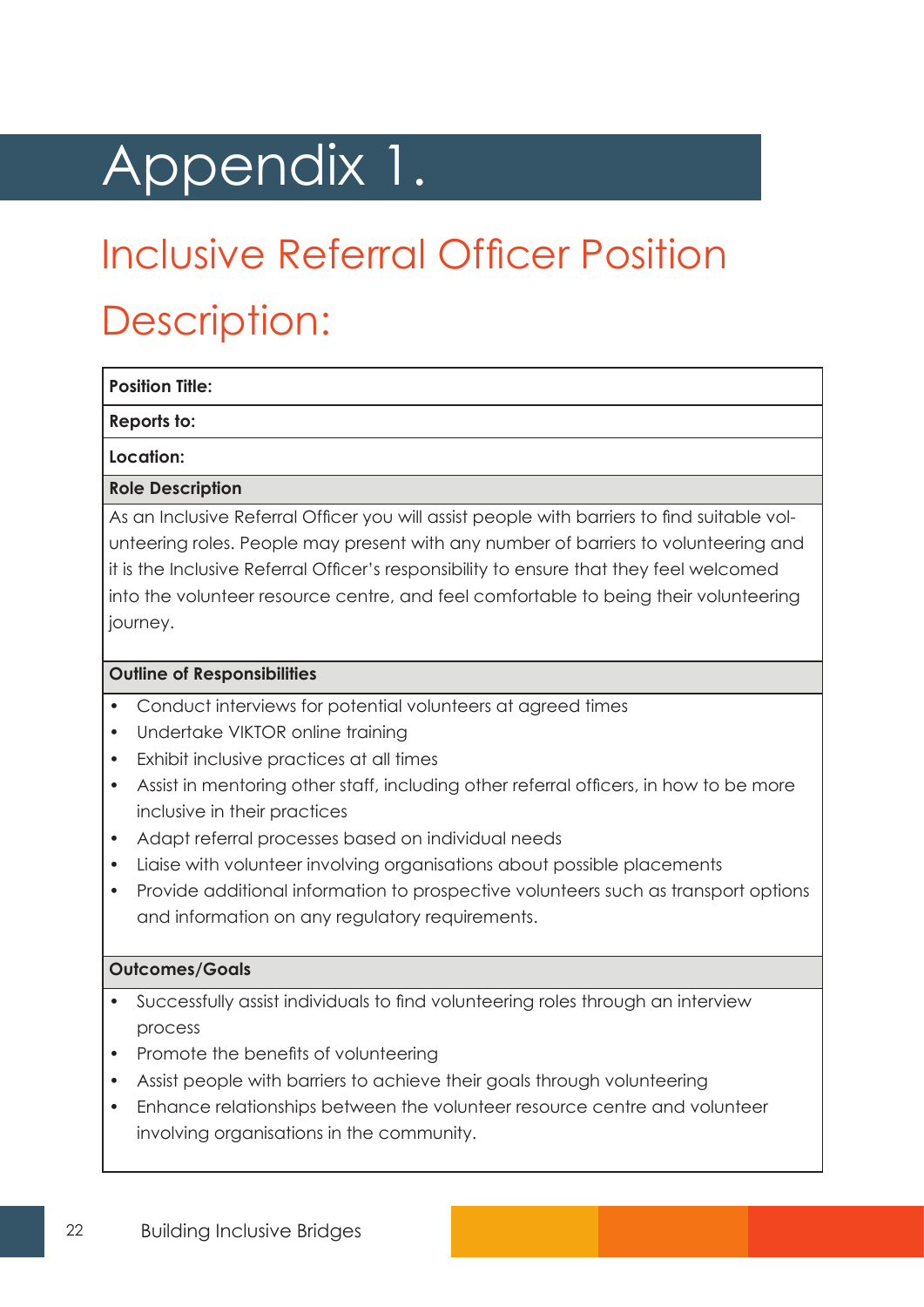# Appendix 1.

## Inclusive Referral Officer Position Description:

| **Position Title:** |
|---|
| **Reports to:** |
| **Location:** |
| **Role Description** |
| As an Inclusive Referral Officer you will assist people with barriers to find suitable volunteering roles. People may present with any number of barriers to volunteering and it is the Inclusive Referral Officer's responsibility to ensure that they feel welcomed into the volunteer resource centre, and feel comfortable to being their volunteering journey. |
| **Outline of Responsibilities** |
| • Conduct interviews for potential volunteers at agreed times<br>• Undertake VIKTOR online training<br>• Exhibit inclusive practices at all times<br>• Assist in mentoring other staff, including other referral officers, in how to be more inclusive in their practices<br>• Adapt referral processes based on individual needs<br>• Liaise with volunteer involving organisations about possible placements<br>• Provide additional information to prospective volunteers such as transport options and information on any regulatory requirements. |
| **Outcomes/Goals** |
| • Successfully assist individuals to find volunteering roles through an interview process<br>• Promote the benefits of volunteering<br>• Assist people with barriers to achieve their goals through volunteering<br>• Enhance relationships between the volunteer resource centre and volunteer involving organisations in the community. |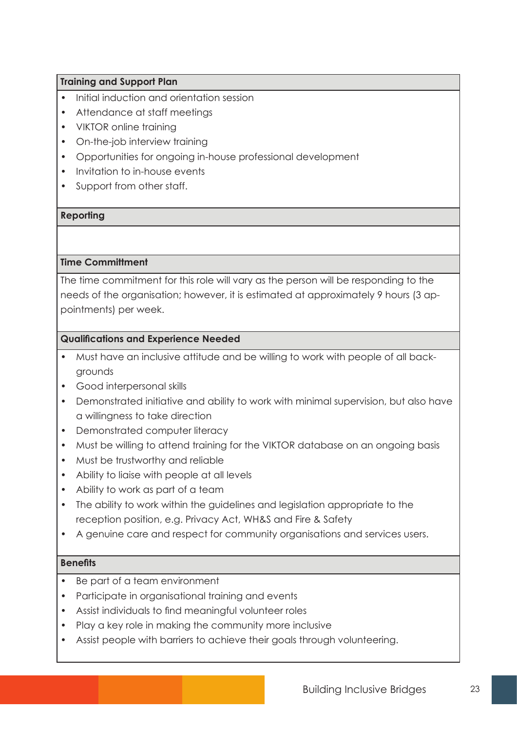**Training and Support Plan**

- Initial induction and orientation session
- Attendance at staff meetings
- VIKTOR online training
- On-the-job interview training
- Opportunities for ongoing in-house professional development
- Invitation to in-house events
- Support from other staff.

**Reporting**

**Time Committment**

The time commitment for this role will vary as the person will be responding to the needs of the organisation; however, it is estimated at approximately 9 hours (3 appointments) per week.

**Qualifications and Experience Needed**

- Must have an inclusive attitude and be willing to work with people of all backgrounds
- Good interpersonal skills
- Demonstrated initiative and ability to work with minimal supervision, but also have a willingness to take direction
- Demonstrated computer literacy
- Must be willing to attend training for the VIKTOR database on an ongoing basis
- Must be trustworthy and reliable
- Ability to liaise with people at all levels
- Ability to work as part of a team
- The ability to work within the guidelines and legislation appropriate to the reception position, e.g. Privacy Act, WH&S and Fire & Safety
- A genuine care and respect for community organisations and services users.

**Benefits**

- Be part of a team environment
- Participate in organisational training and events
- Assist individuals to find meaningful volunteer roles
- Play a key role in making the community more inclusive
- Assist people with barriers to achieve their goals through volunteering.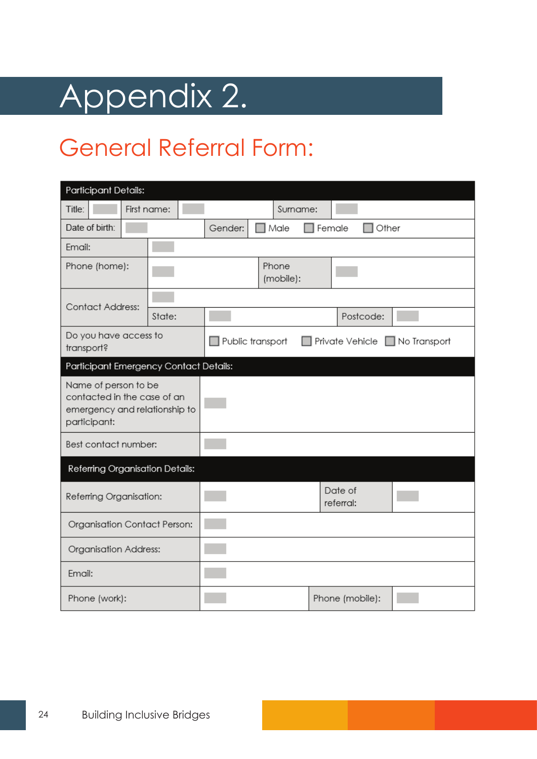# Appendix 2.

## General Referral Form:

| Participant Details: | | | | | |
|---|---|---|---|---|---|
| Title: | | First name: | | Surname: | |
| Date of birth: | | Gender: | ☐ Male ☐ Female ☐ Other | | |
| Email: | | | | | |
| Phone (home): | | Phone (mobile): | | | |
| Contact Address: | | | | | |
| | State: | | Postcode: | | |
| Do you have access to transport? | ☐ Public transport ☐ Private Vehicle ☐ No Transport | | | | |
| **Participant Emergency Contact Details:** | | | | | |
| Name of person to be contacted in the case of an emergency and relationship to participant: | | | | | |
| Best contact number: | | | | | |
| **Referring Organisation Details:** | | | | | |
| Referring Organisation: | | Date of referral: | | | |
| Organisation Contact Person: | | | | | |
| Organisation Address: | | | | | |
| Email: | | | | | |
| Phone (work): | | Phone (mobile): | | | |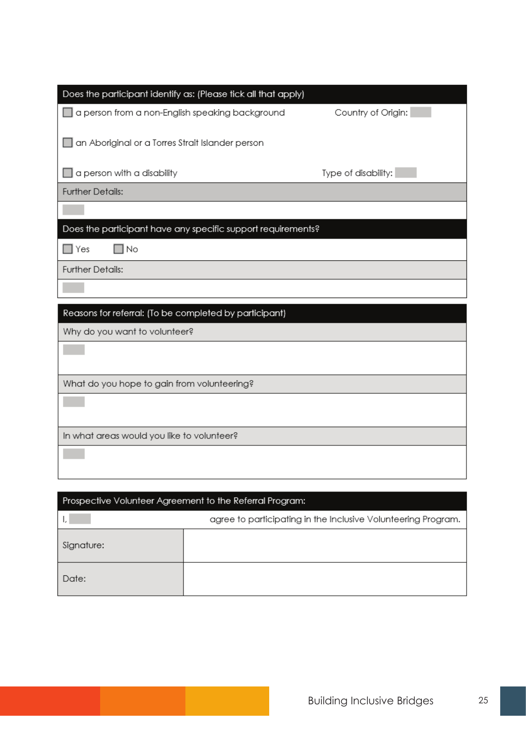| Does the participant identify as: (Please tick all that apply) | |
|---|---|
| ☐ a person from a non-English speaking background | Country of Origin: |
| ☐ an Aboriginal or a Torres Strait Islander person | |
| ☐ a person with a disability | Type of disability: |
| Further Details: | |
| | |

| Does the participant have any specific support requirements? |
|---|
| ☐ Yes ☐ No |
| Further Details: |
| |

| Reasons for referral: (To be completed by participant) |
|---|
| Why do you want to volunteer? |
| |
| What do you hope to gain from volunteering? |
| |
| In what areas would you like to volunteer? |
| |

| Prospective Volunteer Agreement to the Referral Program: | |
|---|---|
| I, | agree to participating in the Inclusive Volunteering Program. |
| Signature: | |
| Date: | |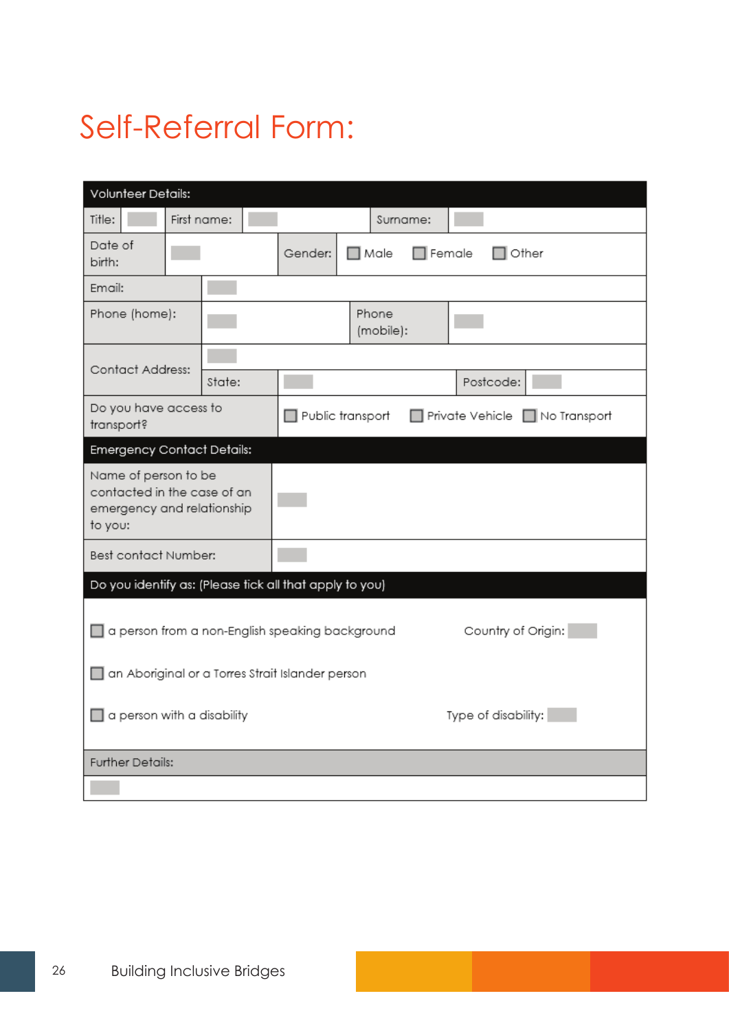# Self-Referral Form:

| Volunteer Details: | | | | | |
|---|---|---|---|---|---|
| Title: | | First name: | | Surname: | |
| Date of birth: | | Gender: | ☐ Male ☐ Female ☐ Other | | |
| Email: | | | | | |
| Phone (home): | | Phone (mobile): | | | |
| Contact Address: | | | | | |
| | State: | | Postcode: | | |
| Do you have access to transport? | ☐ Public transport ☐ Private Vehicle ☐ No Transport | | | | |
| **Emergency Contact Details:** | | | | | |
| Name of person to be contacted in the case of an emergency and relationship to you: | | | | | |
| Best contact Number: | | | | | |
| **Do you identify as: (Please tick all that apply to you)** | | | | | |
| ☐ a person from a non-English speaking background | | | Country of Origin: | | |
| ☐ an Aboriginal or a Torres Strait Islander person | | | | | |
| ☐ a person with a disability | | | Type of disability: | | |
| **Further Details:** | | | | | |
| | | | | | |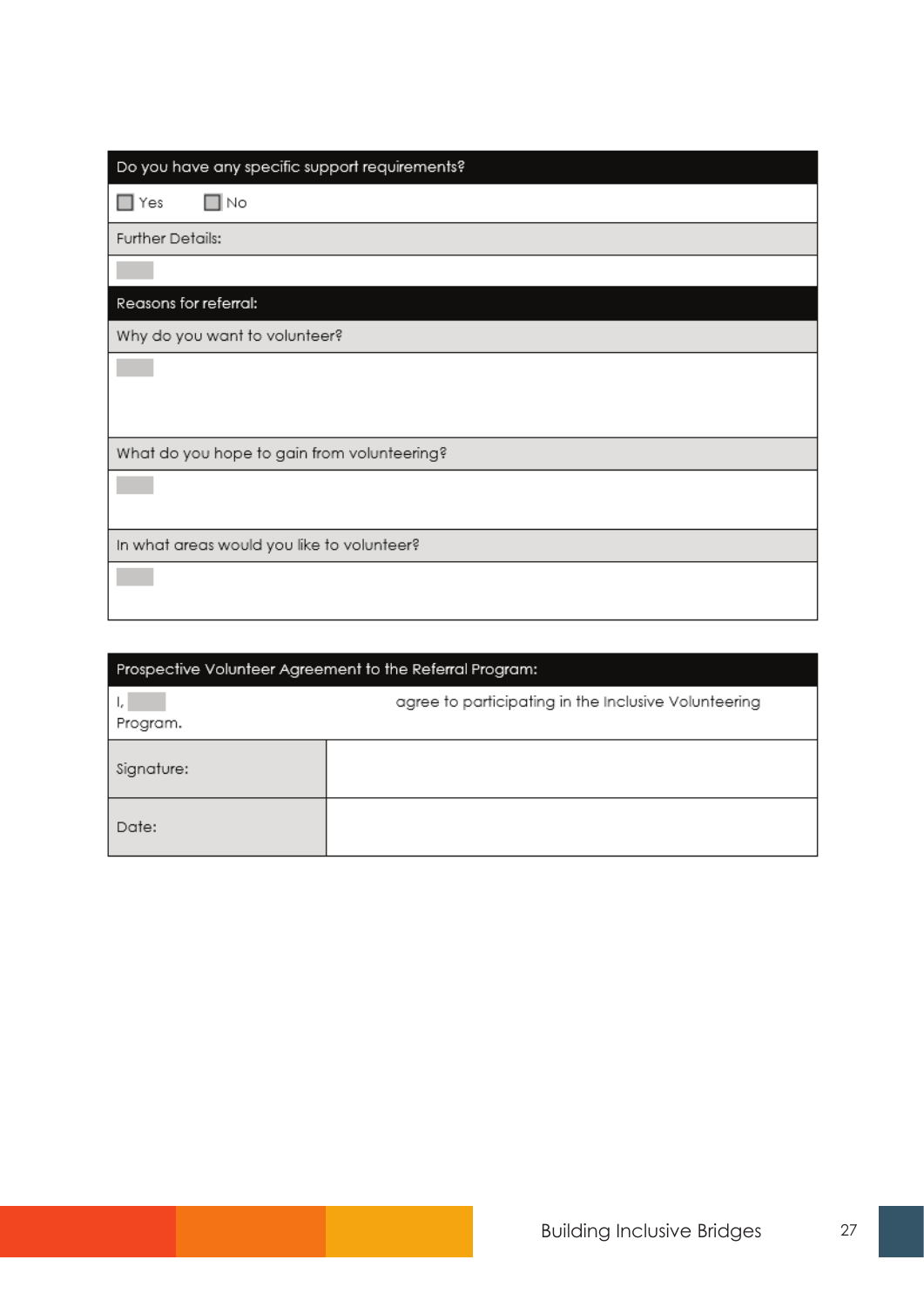| Do you have any specific support requirements? |
| --- |
| ☐ Yes ☐ No |
| Further Details: |
| |
| **Reasons for referral:** |
| Why do you want to volunteer? |
| |
| What do you hope to gain from volunteering? |
| |
| In what areas would you like to volunteer? |
| |

| Prospective Volunteer Agreement to the Referral Program: | |
| --- | --- |
| I, ______ agree to participating in the Inclusive Volunteering Program. | |
| Signature: | |
| Date: | |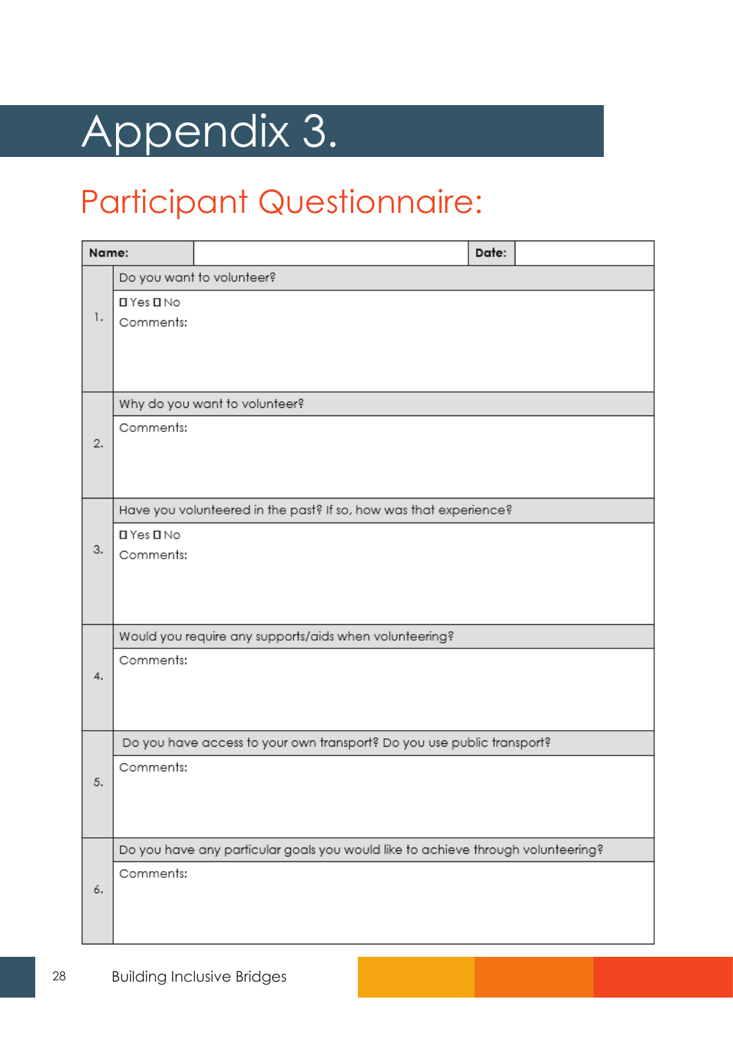# Appendix 3.

## Participant Questionnaire:

| Name: | | Date: | |
|---|---|---|---|
| 1. | Do you want to volunteer? | | |
| | ☐ Yes ☐ No<br>Comments: | | |
| 2. | Why do you want to volunteer? | | |
| | Comments: | | |
| 3. | Have you volunteered in the past? If so, how was that experience? | | |
| | ☐ Yes ☐ No<br>Comments: | | |
| 4. | Would you require any supports/aids when volunteering? | | |
| | Comments: | | |
| 5. | Do you have access to your own transport? Do you use public transport? | | |
| | Comments: | | |
| 6. | Do you have any particular goals you would like to achieve through volunteering? | | |
| | Comments: | | |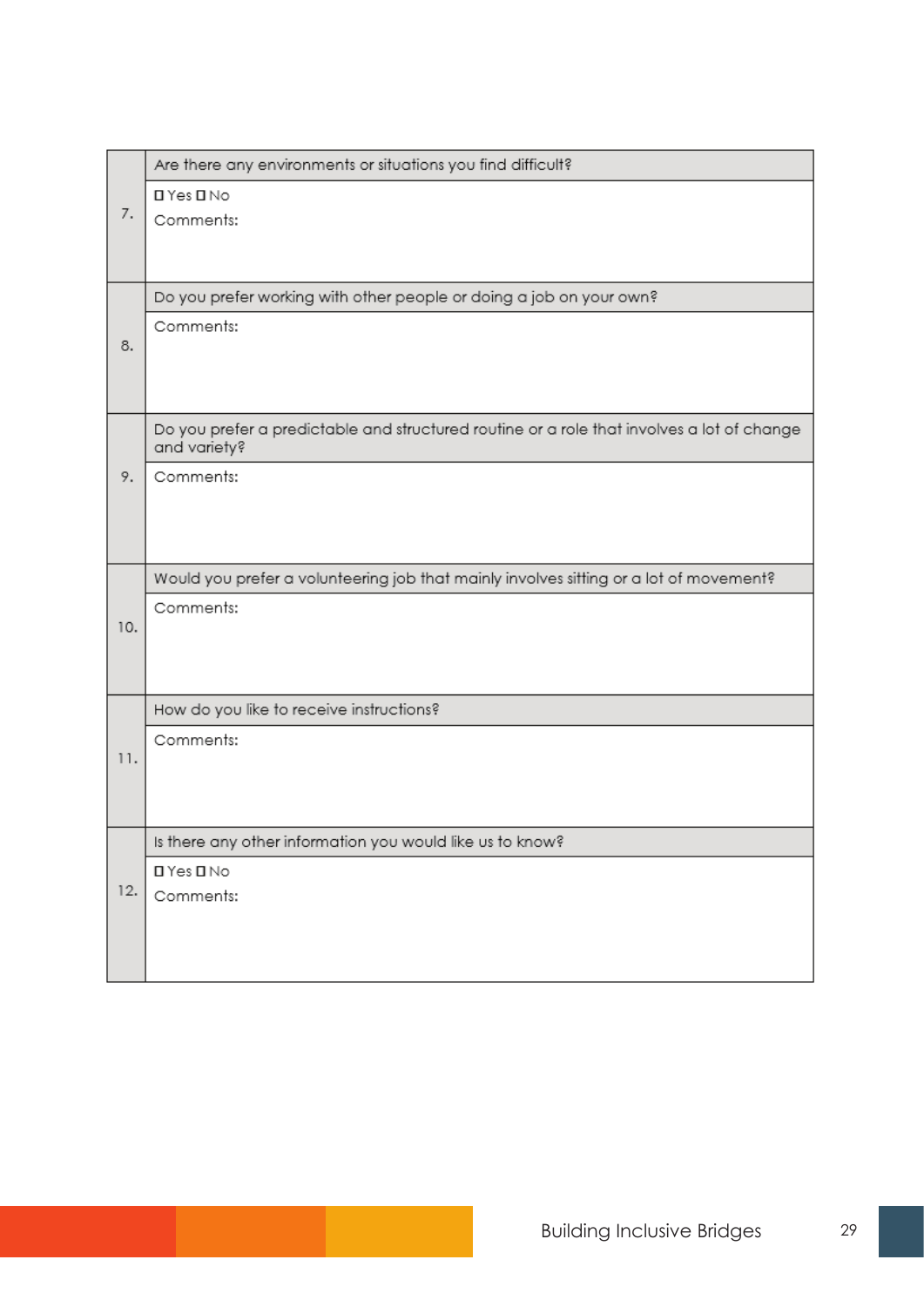| | |
|---|---|
| 7. | Are there any environments or situations you find difficult? |
| | ☐ Yes ☐ No<br>Comments: |
| 8. | Do you prefer working with other people or doing a job on your own? |
| | Comments: |
| 9. | Do you prefer a predictable and structured routine or a role that involves a lot of change and variety? |
| | Comments: |
| 10. | Would you prefer a volunteering job that mainly involves sitting or a lot of movement? |
| | Comments: |
| 11. | How do you like to receive instructions? |
| | Comments: |
| 12. | Is there any other information you would like us to know? |
| | ☐ Yes ☐ No<br>Comments: |